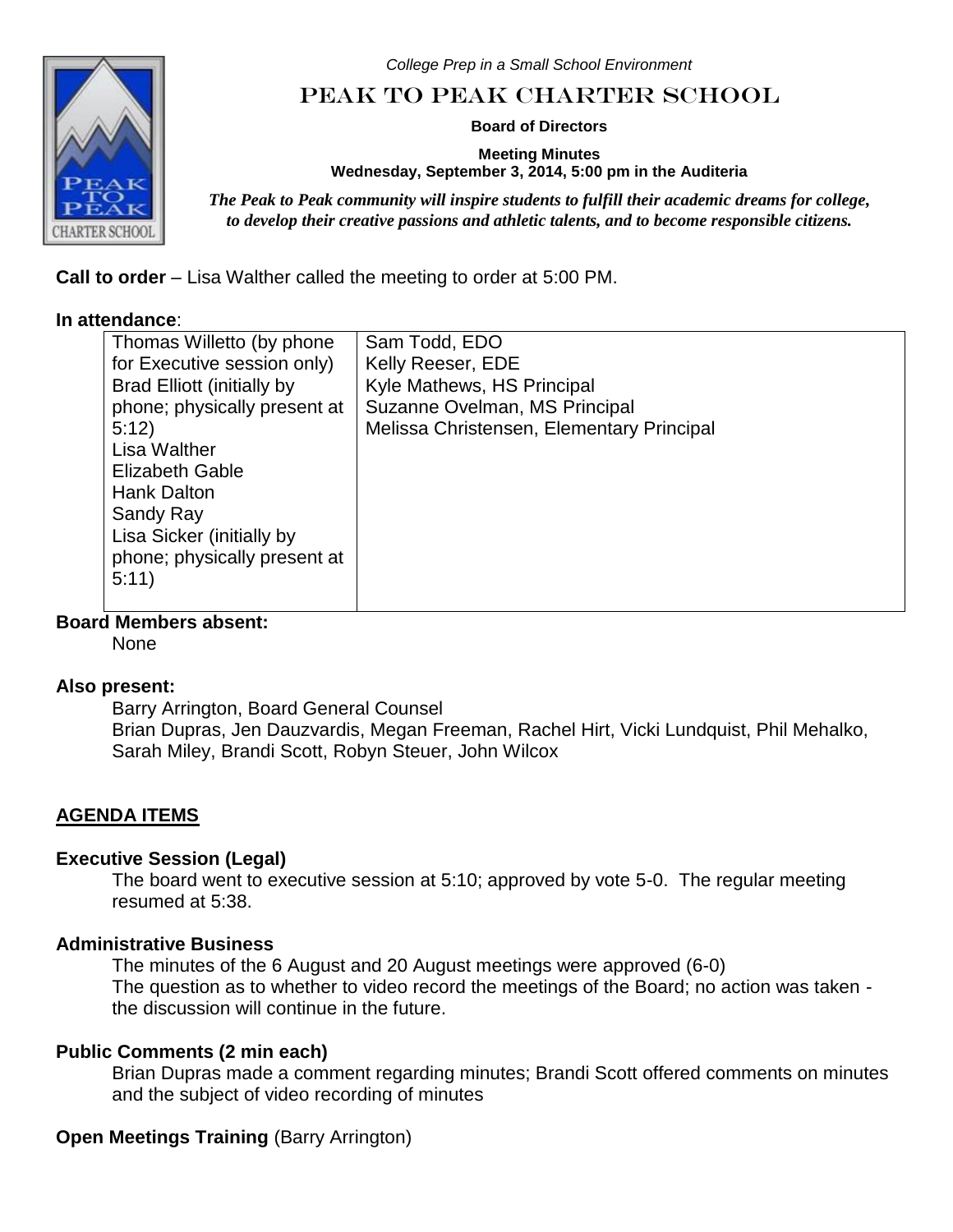*College Prep in a Small School Environment*

# PEAK TO PEAK CHARTER SCHOOL

**Board of Directors**

**Meeting Minutes**
**Wednesday, September 3, 2014, 5:00 pm in the Auditeria**

***The Peak to Peak community will inspire students to fulfill their academic dreams for college, to develop their creative passions and athletic talents, and to become responsible citizens.***

**Call to order** – Lisa Walther called the meeting to order at 5:00 PM.

**In attendance**:

| | |
|---|---|
| Thomas Willetto (by phone for Executive session only)<br>Brad Elliott (initially by phone; physically present at 5:12)<br>Lisa Walther<br>Elizabeth Gable<br>Hank Dalton<br>Sandy Ray<br>Lisa Sicker (initially by phone; physically present at 5:11) | Sam Todd, EDO<br>Kelly Reeser, EDE<br>Kyle Mathews, HS Principal<br>Suzanne Ovelman, MS Principal<br>Melissa Christensen, Elementary Principal |

**Board Members absent:**

None

**Also present:**

Barry Arrington, Board General Counsel
Brian Dupras, Jen Dauzvardis, Megan Freeman, Rachel Hirt, Vicki Lundquist, Phil Mehalko, Sarah Miley, Brandi Scott, Robyn Steuer, John Wilcox

## AGENDA ITEMS

**Executive Session (Legal)**

The board went to executive session at 5:10; approved by vote 5-0. The regular meeting resumed at 5:38.

**Administrative Business**

The minutes of the 6 August and 20 August meetings were approved (6-0)
The question as to whether to video record the meetings of the Board; no action was taken - the discussion will continue in the future.

**Public Comments (2 min each)**

Brian Dupras made a comment regarding minutes; Brandi Scott offered comments on minutes and the subject of video recording of minutes

**Open Meetings Training** (Barry Arrington)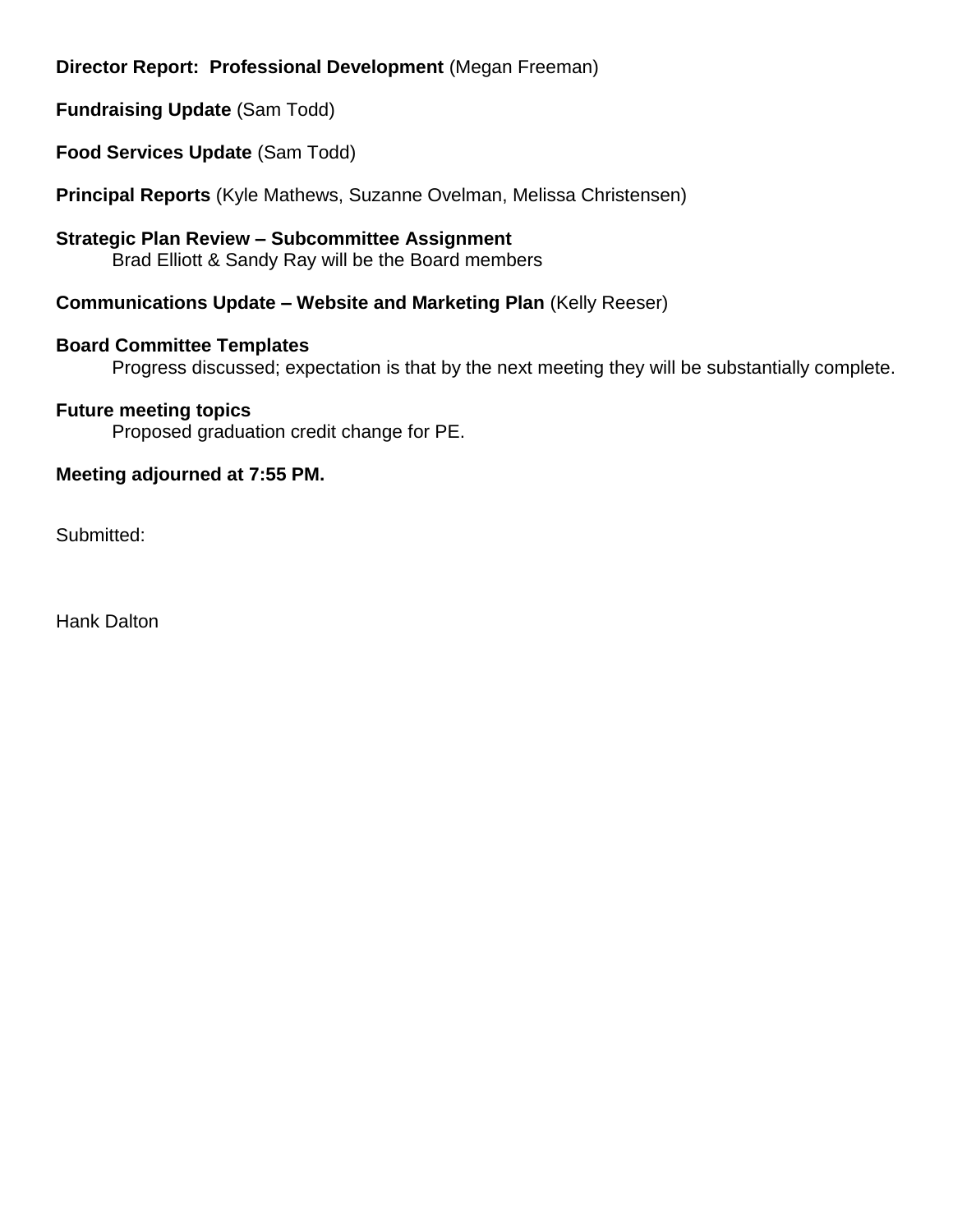**Director Report: Professional Development** (Megan Freeman)

**Fundraising Update** (Sam Todd)

**Food Services Update** (Sam Todd)

**Principal Reports** (Kyle Mathews, Suzanne Ovelman, Melissa Christensen)

**Strategic Plan Review – Subcommittee Assignment**
Brad Elliott & Sandy Ray will be the Board members

**Communications Update – Website and Marketing Plan** (Kelly Reeser)

**Board Committee Templates**
Progress discussed; expectation is that by the next meeting they will be substantially complete.

**Future meeting topics**
Proposed graduation credit change for PE.

**Meeting adjourned at 7:55 PM.**

Submitted:

Hank Dalton